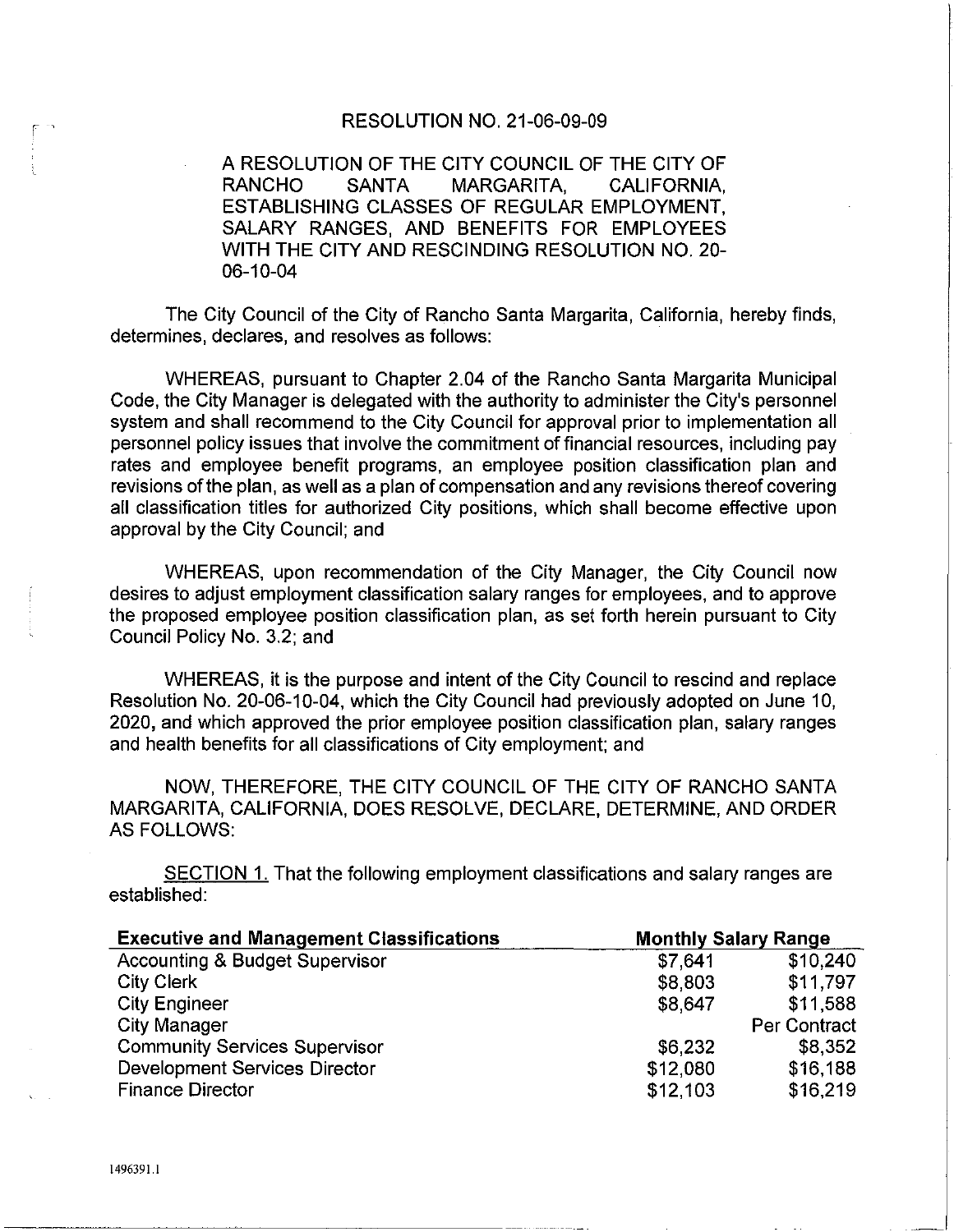# RESOLUTION NO. 21-06-09-09

A RESOLUTION OF THE CITY COUNCIL OF THE CITY OF RANCHO SANTA MARGARITA, CALIFORNIA, ESTABLISHING CLASSES OF REGULAR EMPLOYMENT, SALARY RANGES, AND BENEFITS FOR EMPLOYEES WITH THE CITY AND RESCINDING RESOLUTION NO. 20-06-10-04

The City Council of the City of Rancho Santa Margarita, California, hereby finds, determines, declares, and resolves as follows:

WHEREAS, pursuant to Chapter 2.04 of the Rancho Santa Margarita Municipal Code, the City Manager is delegated with the authority to administer the City's personnel system and shall recommend to the City Council for approval prior to implementation all personnel policy issues that involve the commitment of financial resources, including pay rates and employee benefit programs, an employee position classification plan and revisions of the plan, as well as a plan of compensation and any revisions thereof covering all classification titles for authorized City positions, which shall become effective upon approval by the City Council; and

WHEREAS, upon recommendation of the City Manager, the City Council now desires to adjust employment classification salary ranges for employees, and to approve the proposed employee position classification plan, as set forth herein pursuant to City Council Policy No. 3.2; and

WHEREAS, it is the purpose and intent of the City Council to rescind and replace Resolution No. 20-06-10-04, which the City Council had previously adopted on June 10, 2020, and which approved the prior employee position classification plan, salary ranges and health benefits for all classifications of City employment; and

NOW, THEREFORE, THE CITY COUNCIL OF THE CITY OF RANCHO SANTA MARGARITA, CALIFORNIA, DOES RESOLVE, DECLARE, DETERMINE, AND ORDER AS FOLLOWS:

<u>SECTION 1.</u> That the following employment classifications and salary ranges are established:

| Executive and Management Classifications | Monthly Salary Range | |
|---|---|---|
| Accounting & Budget Supervisor | $7,641 | $10,240 |
| City Clerk | $8,803 | $11,797 |
| City Engineer | $8,647 | $11,588 |
| City Manager | | Per Contract |
| Community Services Supervisor | $6,232 | $8,352 |
| Development Services Director | $12,080 | $16,188 |
| Finance Director | $12,103 | $16,219 |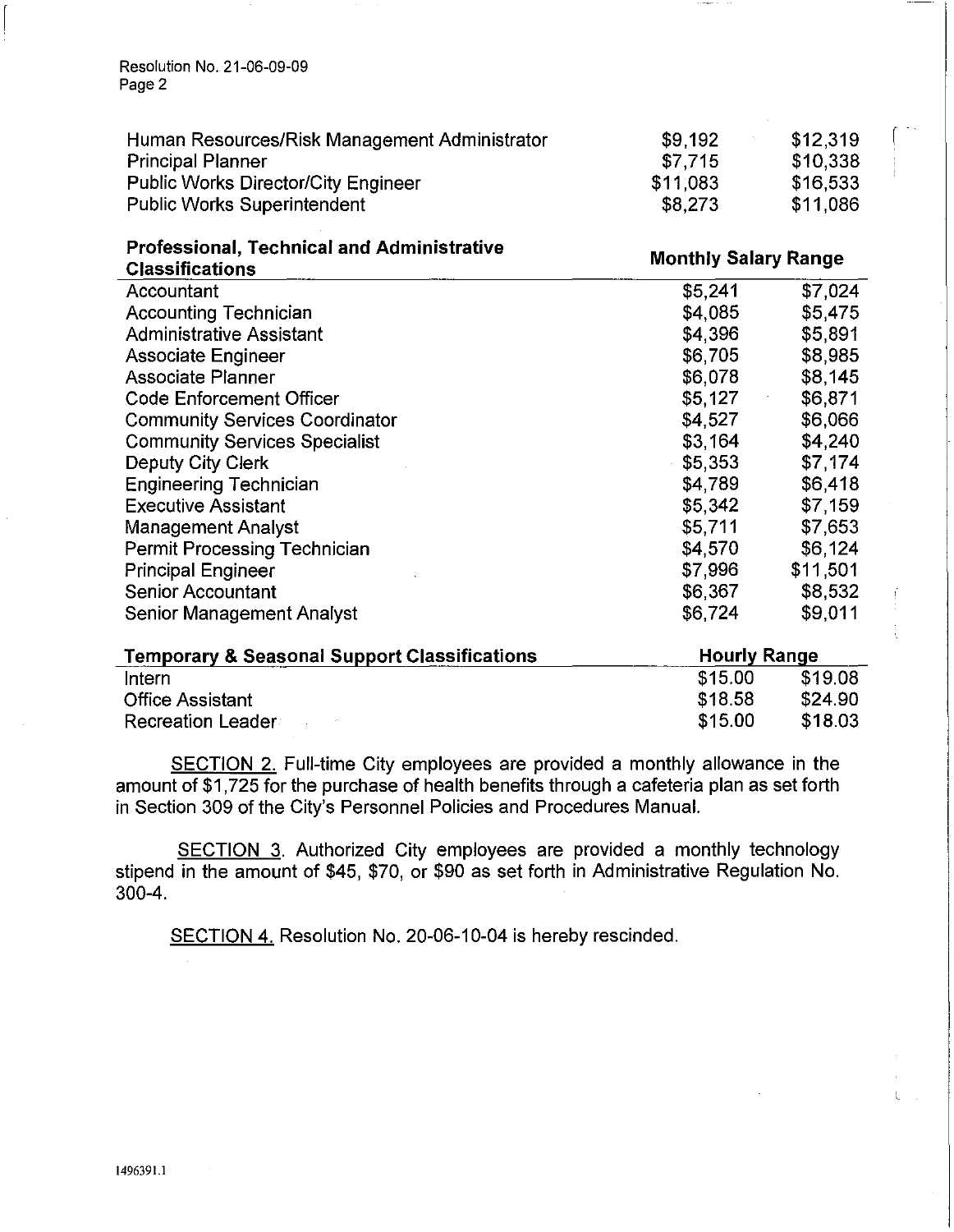| | | |
|---|---|---|
| Human Resources/Risk Management Administrator | $9,192 | $12,319 |
| Principal Planner | $7,715 | $10,338 |
| Public Works Director/City Engineer | $11,083 | $16,533 |
| Public Works Superintendent | $8,273 | $11,086 |

| Professional, Technical and Administrative Classifications | Monthly Salary Range | |
|---|---|---|
| Accountant | $5,241 | $7,024 |
| Accounting Technician | $4,085 | $5,475 |
| Administrative Assistant | $4,396 | $5,891 |
| Associate Engineer | $6,705 | $8,985 |
| Associate Planner | $6,078 | $8,145 |
| Code Enforcement Officer | $5,127 | $6,871 |
| Community Services Coordinator | $4,527 | $6,066 |
| Community Services Specialist | $3,164 | $4,240 |
| Deputy City Clerk | $5,353 | $7,174 |
| Engineering Technician | $4,789 | $6,418 |
| Executive Assistant | $5,342 | $7,159 |
| Management Analyst | $5,711 | $7,653 |
| Permit Processing Technician | $4,570 | $6,124 |
| Principal Engineer | $7,996 | $11,501 |
| Senior Accountant | $6,367 | $8,532 |
| Senior Management Analyst | $6,724 | $9,011 |

| Temporary & Seasonal Support Classifications | Hourly Range | |
|---|---|---|
| Intern | $15.00 | $19.08 |
| Office Assistant | $18.58 | $24.90 |
| Recreation Leader | $15.00 | $18.03 |

SECTION 2. Full-time City employees are provided a monthly allowance in the amount of $1,725 for the purchase of health benefits through a cafeteria plan as set forth in Section 309 of the City's Personnel Policies and Procedures Manual.

SECTION 3. Authorized City employees are provided a monthly technology stipend in the amount of $45, $70, or $90 as set forth in Administrative Regulation No. 300-4.

SECTION 4. Resolution No. 20-06-10-04 is hereby rescinded.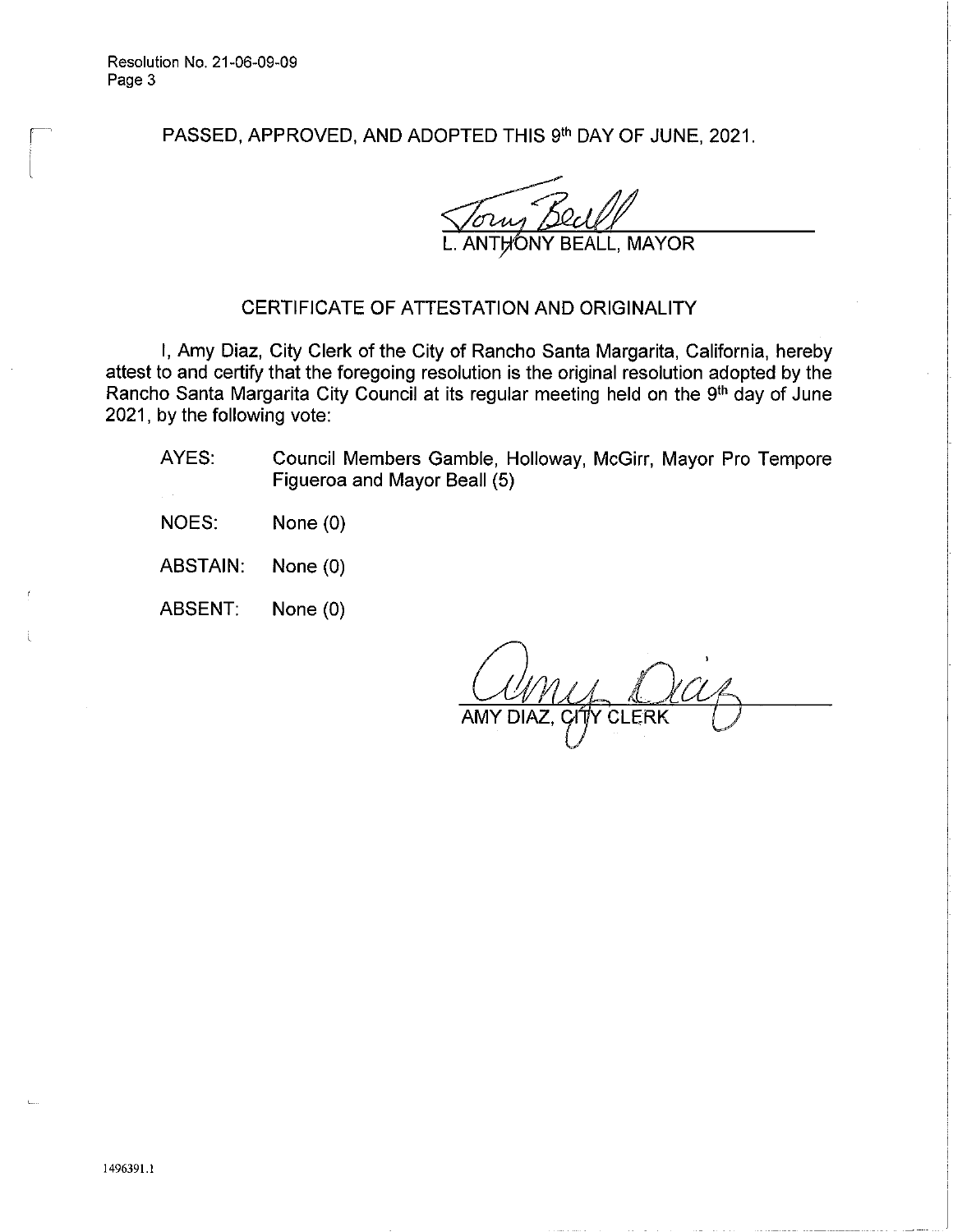PASSED, APPROVED, AND ADOPTED THIS 9th DAY OF JUNE, 2021.

L. ANTHONY BEALL, MAYOR

## CERTIFICATE OF ATTESTATION AND ORIGINALITY

I, Amy Diaz, City Clerk of the City of Rancho Santa Margarita, California, hereby attest to and certify that the foregoing resolution is the original resolution adopted by the Rancho Santa Margarita City Council at its regular meeting held on the 9th day of June 2021, by the following vote:

AYES: Council Members Gamble, Holloway, McGirr, Mayor Pro Tempore Figueroa and Mayor Beall (5)

NOES: None (0)

ABSTAIN: None (0)

ABSENT: None (0)

AMY DIAZ, CITY CLERK

1496391.1